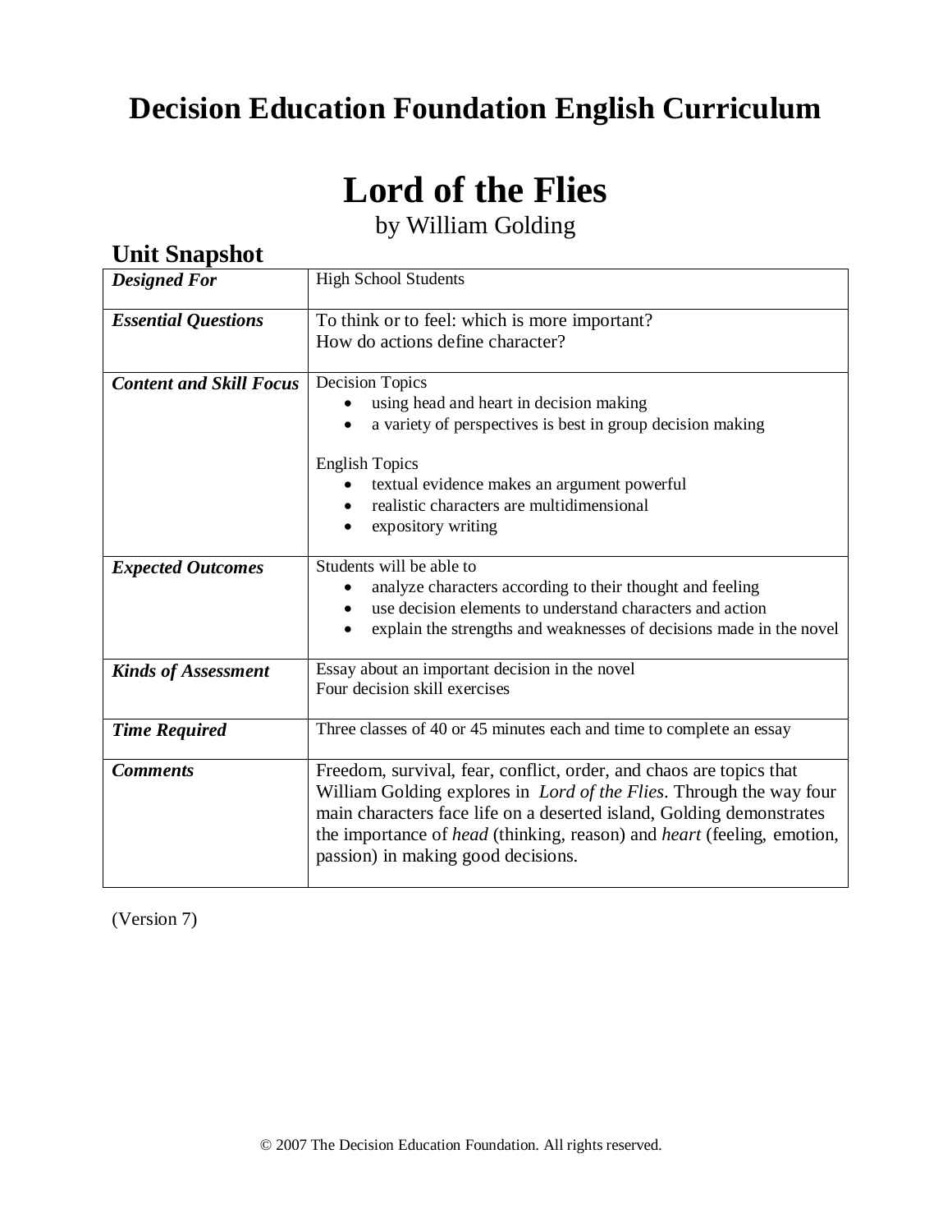# Decision Education Foundation English Curriculum

# Lord of the Flies

by William Golding

## Unit Snapshot

| | |
|---|---|
| ***Designed For*** | High School Students |
| ***Essential Questions*** | To think or to feel: which is more important?<br>How do actions define character? |
| ***Content and Skill Focus*** | Decision Topics<br>• using head and heart in decision making<br>• a variety of perspectives is best in group decision making<br><br>English Topics<br>• textual evidence makes an argument powerful<br>• realistic characters are multidimensional<br>• expository writing |
| ***Expected Outcomes*** | Students will be able to<br>• analyze characters according to their thought and feeling<br>• use decision elements to understand characters and action<br>• explain the strengths and weaknesses of decisions made in the novel |
| ***Kinds of Assessment*** | Essay about an important decision in the novel<br>Four decision skill exercises |
| ***Time Required*** | Three classes of 40 or 45 minutes each and time to complete an essay |
| ***Comments*** | Freedom, survival, fear, conflict, order, and chaos are topics that William Golding explores in *Lord of the Flies*. Through the way four main characters face life on a deserted island, Golding demonstrates the importance of *head* (thinking, reason) and *heart* (feeling, emotion, passion) in making good decisions. |

(Version 7)

© 2007 The Decision Education Foundation. All rights reserved.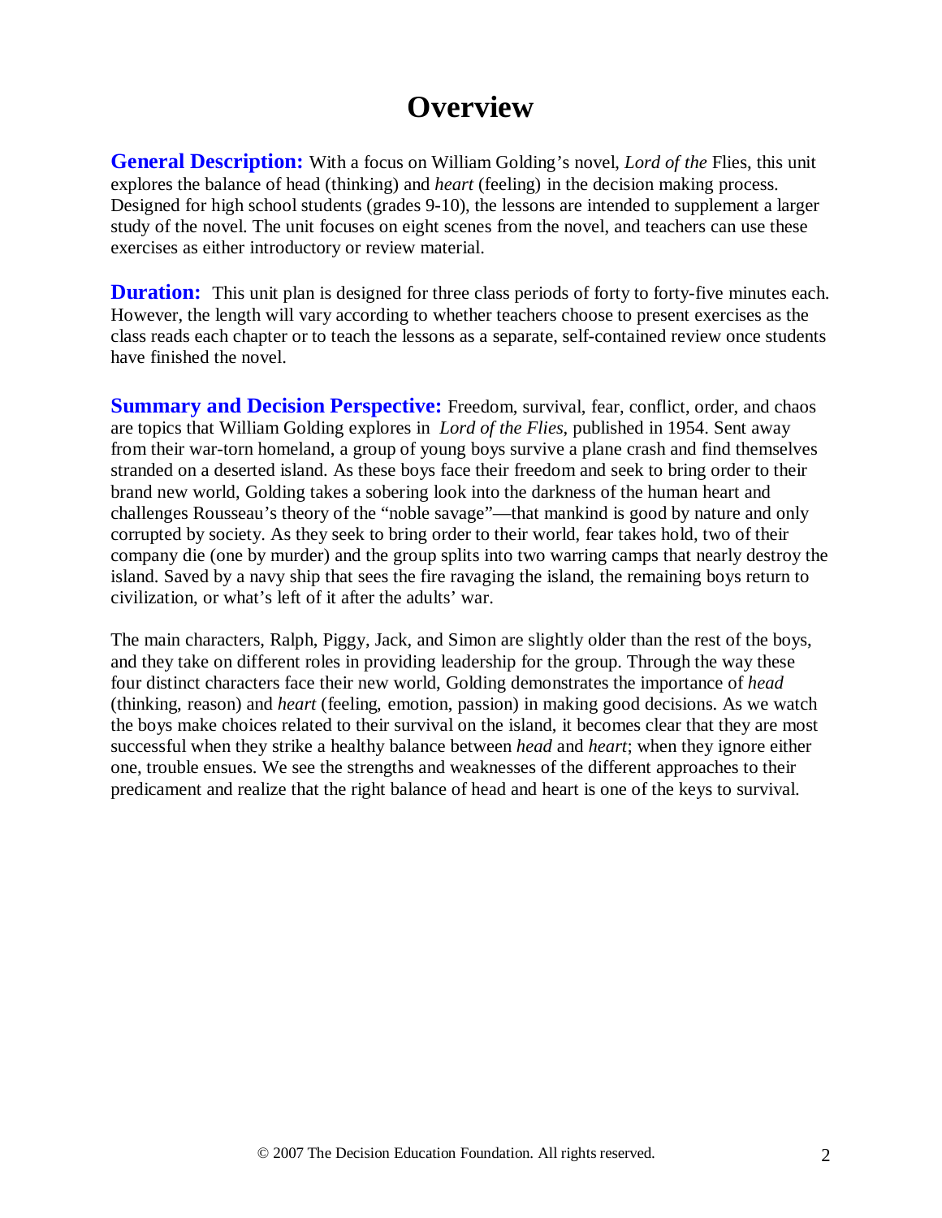# Overview

**General Description:** With a focus on William Golding's novel, *Lord of the* Flies, this unit explores the balance of head (thinking) and *heart* (feeling) in the decision making process. Designed for high school students (grades 9-10), the lessons are intended to supplement a larger study of the novel. The unit focuses on eight scenes from the novel, and teachers can use these exercises as either introductory or review material.

**Duration:** This unit plan is designed for three class periods of forty to forty-five minutes each. However, the length will vary according to whether teachers choose to present exercises as the class reads each chapter or to teach the lessons as a separate, self-contained review once students have finished the novel.

**Summary and Decision Perspective:** Freedom, survival, fear, conflict, order, and chaos are topics that William Golding explores in *Lord of the Flies*, published in 1954. Sent away from their war-torn homeland, a group of young boys survive a plane crash and find themselves stranded on a deserted island. As these boys face their freedom and seek to bring order to their brand new world, Golding takes a sobering look into the darkness of the human heart and challenges Rousseau's theory of the "noble savage"—that mankind is good by nature and only corrupted by society. As they seek to bring order to their world, fear takes hold, two of their company die (one by murder) and the group splits into two warring camps that nearly destroy the island. Saved by a navy ship that sees the fire ravaging the island, the remaining boys return to civilization, or what's left of it after the adults' war.

The main characters, Ralph, Piggy, Jack, and Simon are slightly older than the rest of the boys, and they take on different roles in providing leadership for the group. Through the way these four distinct characters face their new world, Golding demonstrates the importance of *head* (thinking, reason) and *heart* (feeling, emotion, passion) in making good decisions. As we watch the boys make choices related to their survival on the island, it becomes clear that they are most successful when they strike a healthy balance between *head* and *heart*; when they ignore either one, trouble ensues. We see the strengths and weaknesses of the different approaches to their predicament and realize that the right balance of head and heart is one of the keys to survival.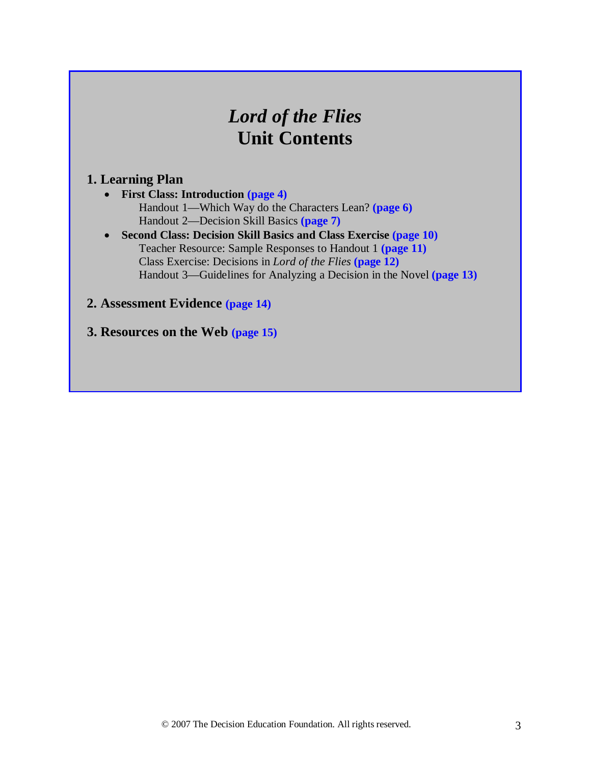# *Lord of the Flies*
# Unit Contents

## 1. Learning Plan

- **First Class: Introduction** **(page 4)**
  - Handout 1—Which Way do the Characters Lean? **(page 6)**
  - Handout 2—Decision Skill Basics **(page 7)**
- **Second Class: Decision Skill Basics and Class Exercise** **(page 10)**
  - Teacher Resource: Sample Responses to Handout 1 **(page 11)**
  - Class Exercise: Decisions in *Lord of the Flies* **(page 12)**
  - Handout 3—Guidelines for Analyzing a Decision in the Novel **(page 13)**

## 2. Assessment Evidence **(page 14)**

## 3. Resources on the Web **(page 15)**

© 2007 The Decision Education Foundation. All rights reserved.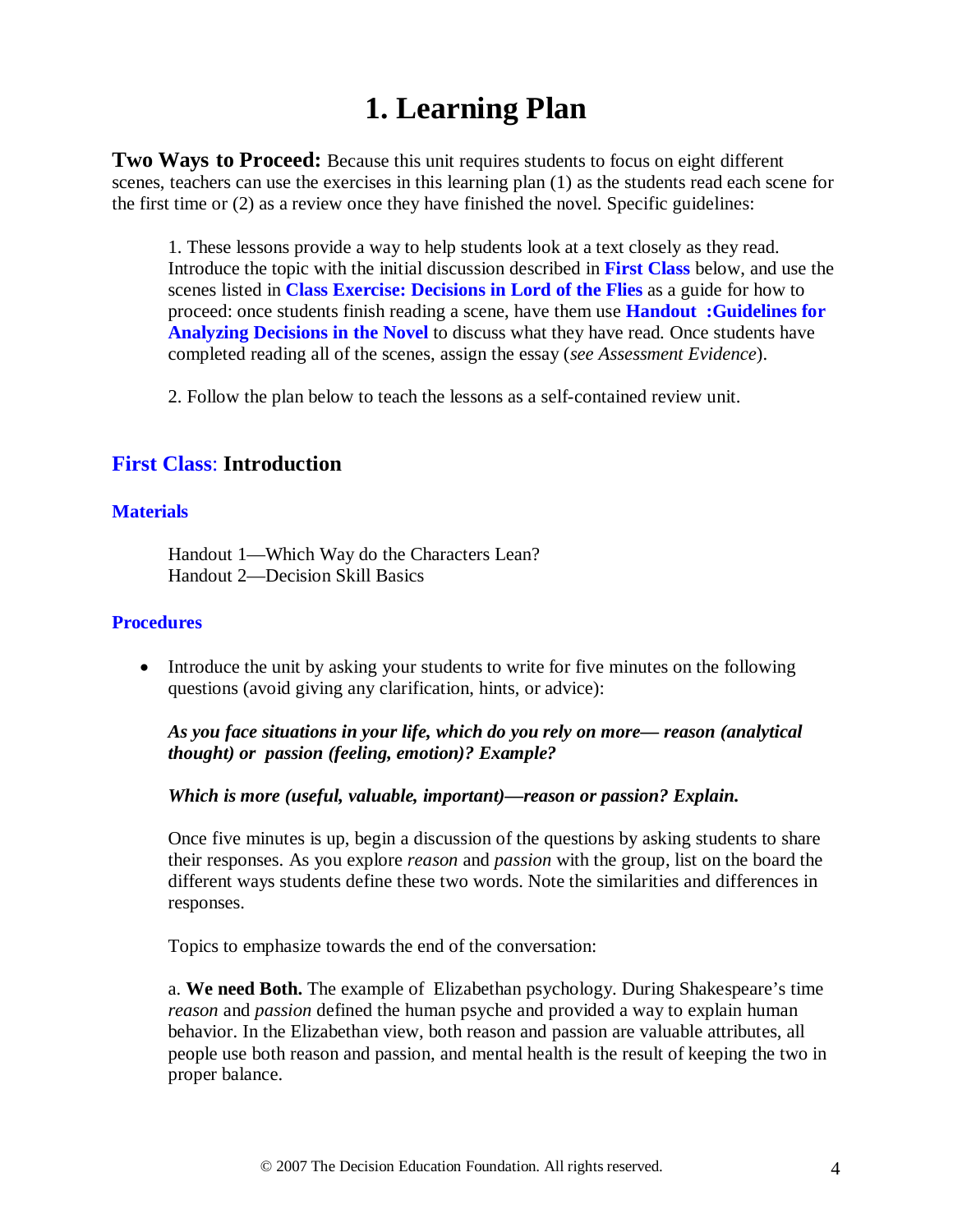# 1. Learning Plan

**Two Ways to Proceed:** Because this unit requires students to focus on eight different scenes, teachers can use the exercises in this learning plan (1) as the students read each scene for the first time or (2) as a review once they have finished the novel. Specific guidelines:

1. These lessons provide a way to help students look at a text closely as they read. Introduce the topic with the initial discussion described in **First Class** below, and use the scenes listed in **Class Exercise: Decisions in Lord of the Flies** as a guide for how to proceed: once students finish reading a scene, have them use **Handout :Guidelines for Analyzing Decisions in the Novel** to discuss what they have read. Once students have completed reading all of the scenes, assign the essay (*see Assessment Evidence*).

2. Follow the plan below to teach the lessons as a self-contained review unit.

## First Class: Introduction

### Materials

Handout 1—Which Way do the Characters Lean?
Handout 2—Decision Skill Basics

### Procedures

- Introduce the unit by asking your students to write for five minutes on the following questions (avoid giving any clarification, hints, or advice):

  ***As you face situations in your life, which do you rely on more— reason (analytical thought) or passion (feeling, emotion)? Example?***

  ***Which is more (useful, valuable, important)—reason or passion? Explain.***

  Once five minutes is up, begin a discussion of the questions by asking students to share their responses. As you explore *reason* and *passion* with the group, list on the board the different ways students define these two words. Note the similarities and differences in responses.

  Topics to emphasize towards the end of the conversation:

  a. **We need Both.** The example of Elizabethan psychology. During Shakespeare's time *reason* and *passion* defined the human psyche and provided a way to explain human behavior. In the Elizabethan view, both reason and passion are valuable attributes, all people use both reason and passion, and mental health is the result of keeping the two in proper balance.

© 2007 The Decision Education Foundation. All rights reserved.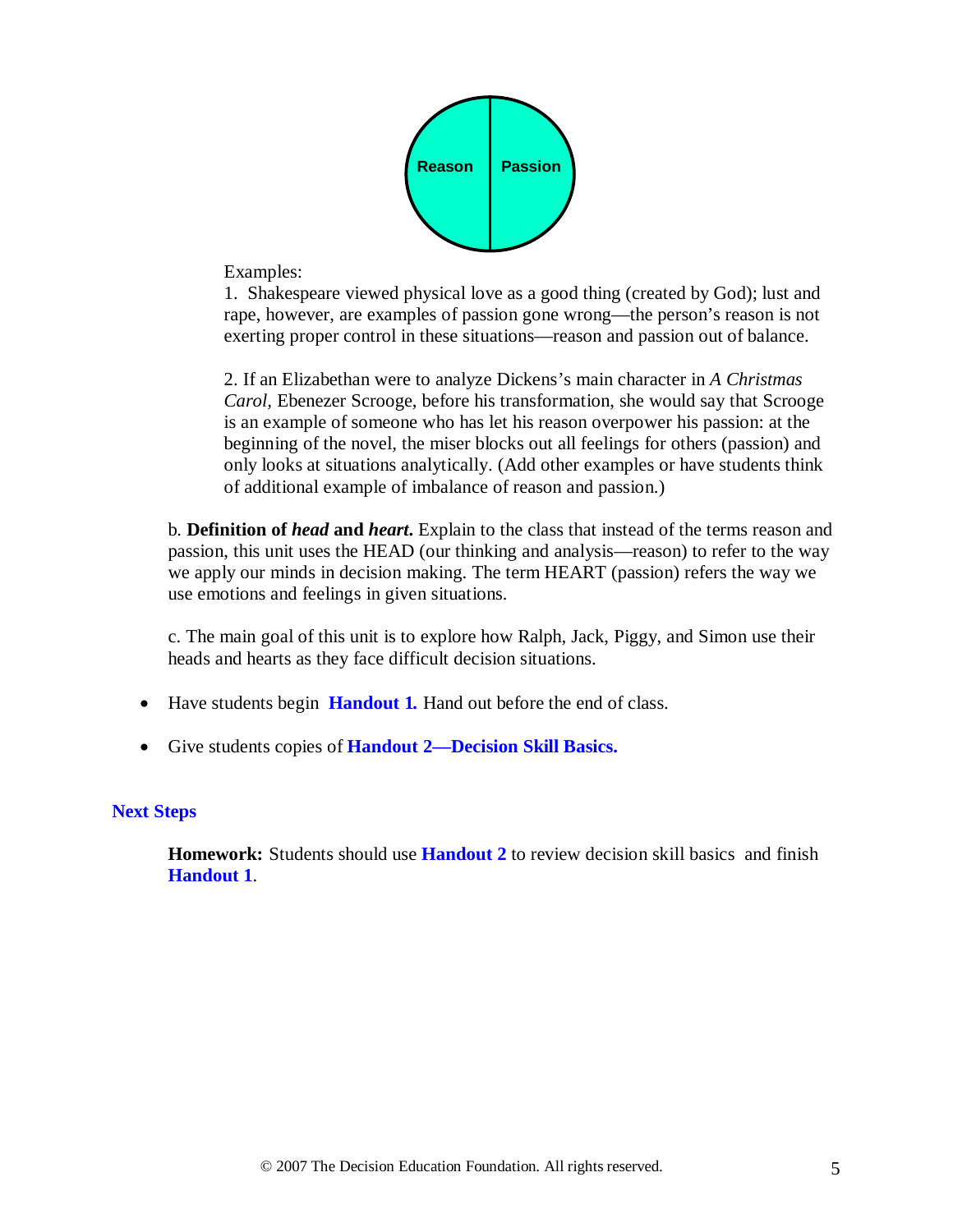Reason | Passion

Examples:

1. Shakespeare viewed physical love as a good thing (created by God); lust and rape, however, are examples of passion gone wrong—the person's reason is not exerting proper control in these situations—reason and passion out of balance.

2. If an Elizabethan were to analyze Dickens's main character in *A Christmas Carol,* Ebenezer Scrooge, before his transformation, she would say that Scrooge is an example of someone who has let his reason overpower his passion: at the beginning of the novel, the miser blocks out all feelings for others (passion) and only looks at situations analytically. (Add other examples or have students think of additional example of imbalance of reason and passion.)

b. **Definition of *head* and *heart*.** Explain to the class that instead of the terms reason and passion, this unit uses the HEAD (our thinking and analysis—reason) to refer to the way we apply our minds in decision making. The term HEART (passion) refers the way we use emotions and feelings in given situations.

c. The main goal of this unit is to explore how Ralph, Jack, Piggy, and Simon use their heads and hearts as they face difficult decision situations.

- Have students begin **Handout 1.** Hand out before the end of class.
- Give students copies of **Handout 2—Decision Skill Basics.**

## Next Steps

**Homework:** Students should use **Handout 2** to review decision skill basics and finish **Handout 1**.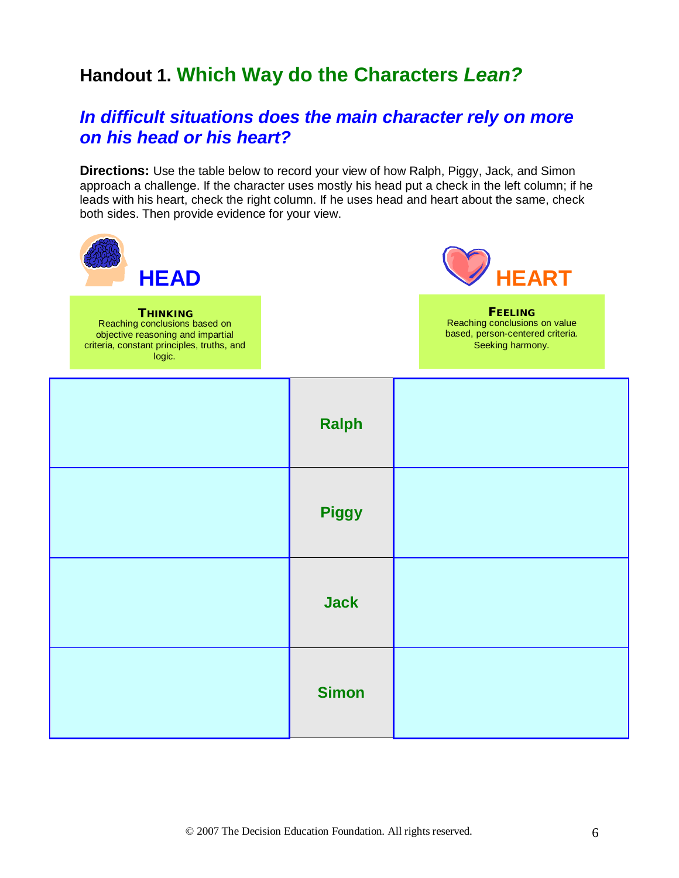# Handout 1. Which Way do the Characters *Lean?*

## *In difficult situations does the main character rely on more on his head or his heart?*

**Directions:** Use the table below to record your view of how Ralph, Piggy, Jack, and Simon approach a challenge. If the character uses mostly his head put a check in the left column; if he leads with his heart, check the right column. If he uses head and heart about the same, check both sides. Then provide evidence for your view.

**HEAD**

**THINKING**
Reaching conclusions based on objective reasoning and impartial criteria, constant principles, truths, and logic.

**HEART**

**FEELING**
Reaching conclusions on value based, person-centered criteria. Seeking harmony.

| HEAD | | HEART |
|---|---|---|
| | **Ralph** | |
| | **Piggy** | |
| | **Jack** | |
| | **Simon** | |

© 2007 The Decision Education Foundation. All rights reserved.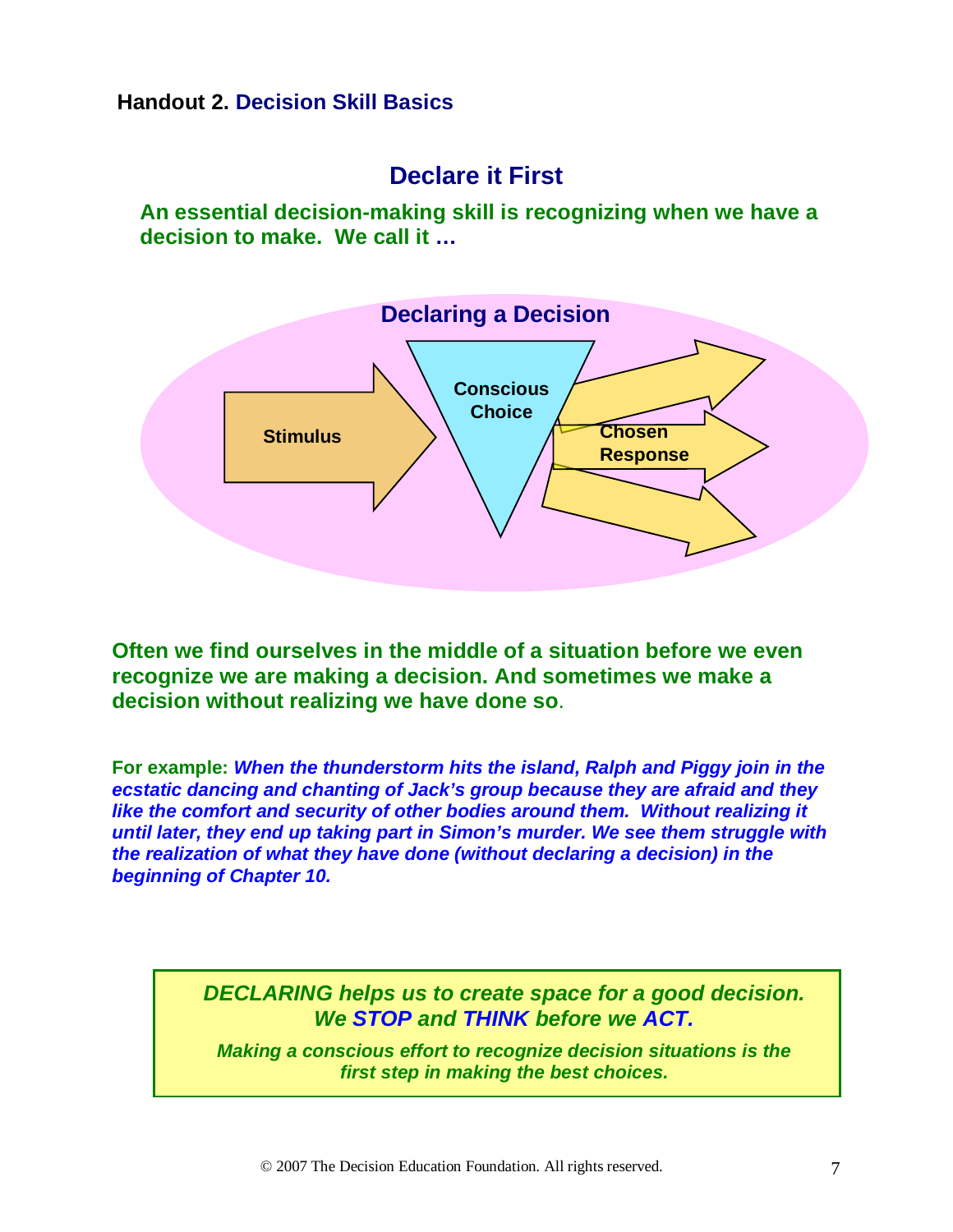**Handout 2. Decision Skill Basics**

## Declare it First

**An essential decision-making skill is recognizing when we have a decision to make. We call it …**

**Declaring a Decision**

**Stimulus** → **Conscious Choice** → **Chosen Response**

**Often we find ourselves in the middle of a situation before we even recognize we are making a decision. And sometimes we make a decision without realizing we have done so**.

**For example:** ***When the thunderstorm hits the island, Ralph and Piggy join in the ecstatic dancing and chanting of Jack's group because they are afraid and they like the comfort and security of other bodies around them. Without realizing it until later, they end up taking part in Simon's murder. We see them struggle with the realization of what they have done (without declaring a decision) in the beginning of Chapter 10.***

> ***DECLARING helps us to create space for a good decision. We STOP and THINK before we ACT.***
>
> ***Making a conscious effort to recognize decision situations is the first step in making the best choices.***

© 2007 The Decision Education Foundation. All rights reserved.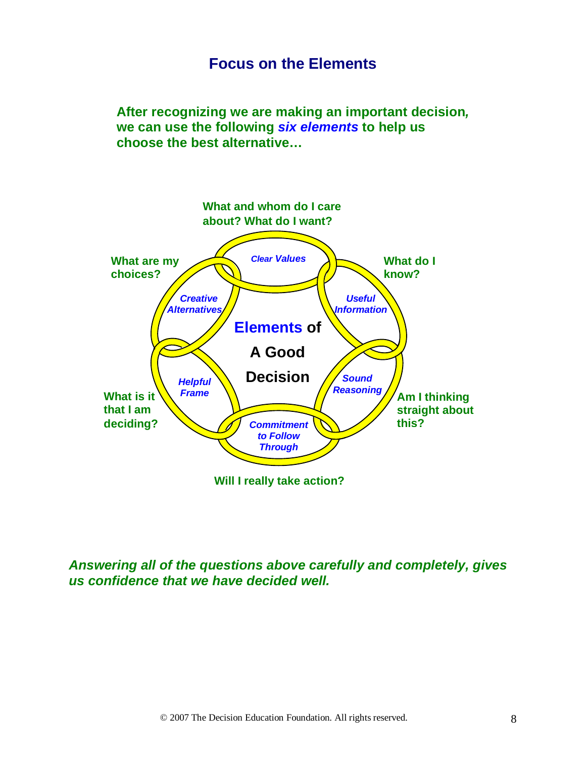# Focus on the Elements

**After recognizing we are making an important decision, we can use the following *six elements* to help us choose the best alternative…**

**What and whom do I care about? What do I want?**

***Clear Values***

**What do I know?**

***Useful Information***

**Am I thinking straight about this?**

***Sound Reasoning***

**Will I really take action?**

***Commitment to Follow Through***

**What is it that I am deciding?**

***Helpful Frame***

**What are my choices?**

***Creative Alternatives***

**Elements of A Good Decision**

***Answering all of the questions above carefully and completely, gives us confidence that we have decided well.***

© 2007 The Decision Education Foundation. All rights reserved.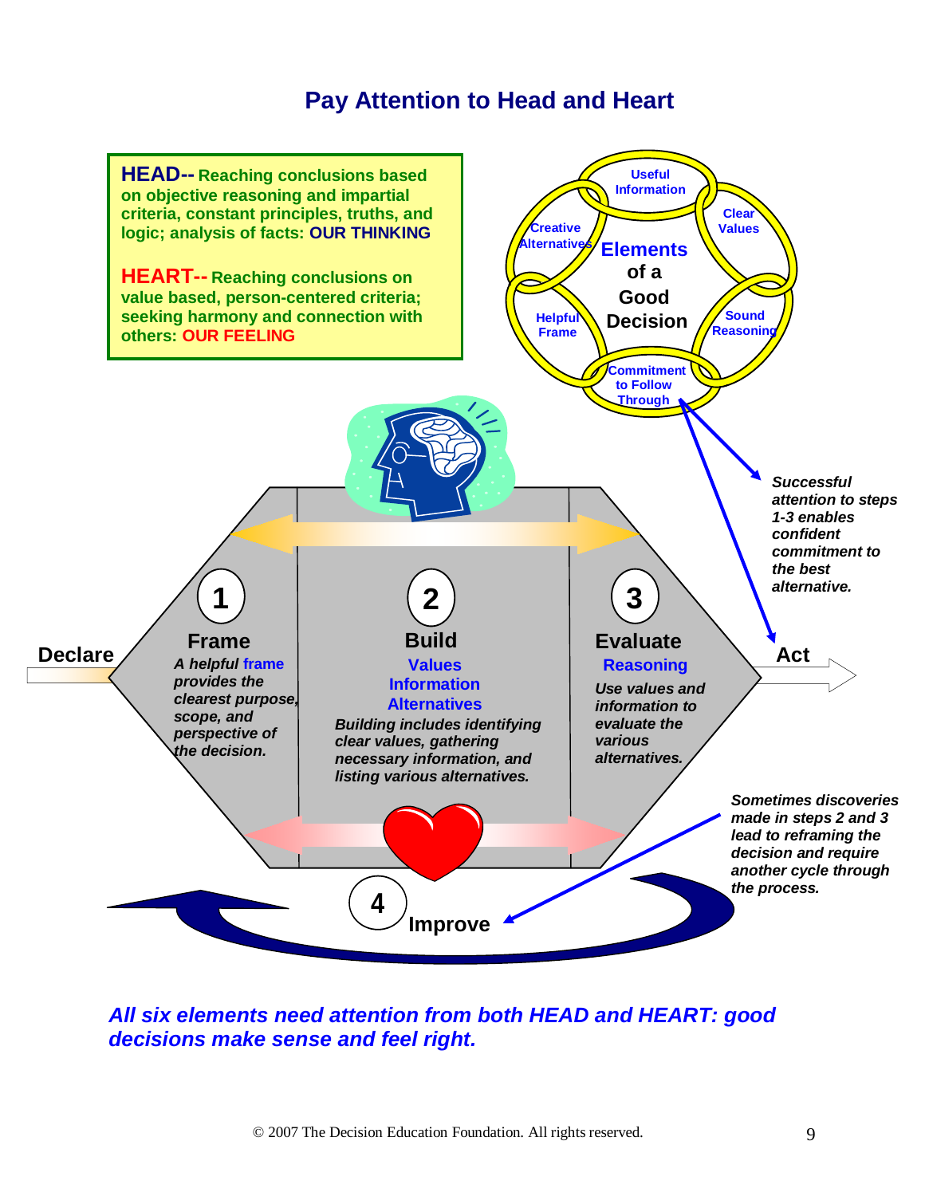# Pay Attention to Head and Heart

**HEAD--** Reaching conclusions based on objective reasoning and impartial criteria, constant principles, truths, and logic; analysis of facts: **OUR THINKING**

**HEART--** Reaching conclusions on value based, person-centered criteria; seeking harmony and connection with others: **OUR FEELING**

**Elements of a Good Decision**

- Useful Information
- Clear Values
- Sound Reasoning
- Commitment to Follow Through
- Helpful Frame
- Creative Alternatives

*Successful attention to steps 1-3 enables confident commitment to the best alternative.*

**Declare**

**1 Frame**

*A helpful* **frame** *provides the clearest purpose, scope, and perspective of the decision.*

**2 Build**

**Values**
**Information**
**Alternatives**

*Building includes identifying clear values, gathering necessary information, and listing various alternatives.*

**3 Evaluate**

**Reasoning**

*Use values and information to evaluate the various alternatives.*

**Act**

*Sometimes discoveries made in steps 2 and 3 lead to reframing the decision and require another cycle through the process.*

**4 Improve**

***All six elements need attention from both HEAD and HEART: good decisions make sense and feel right.***

© 2007 The Decision Education Foundation. All rights reserved.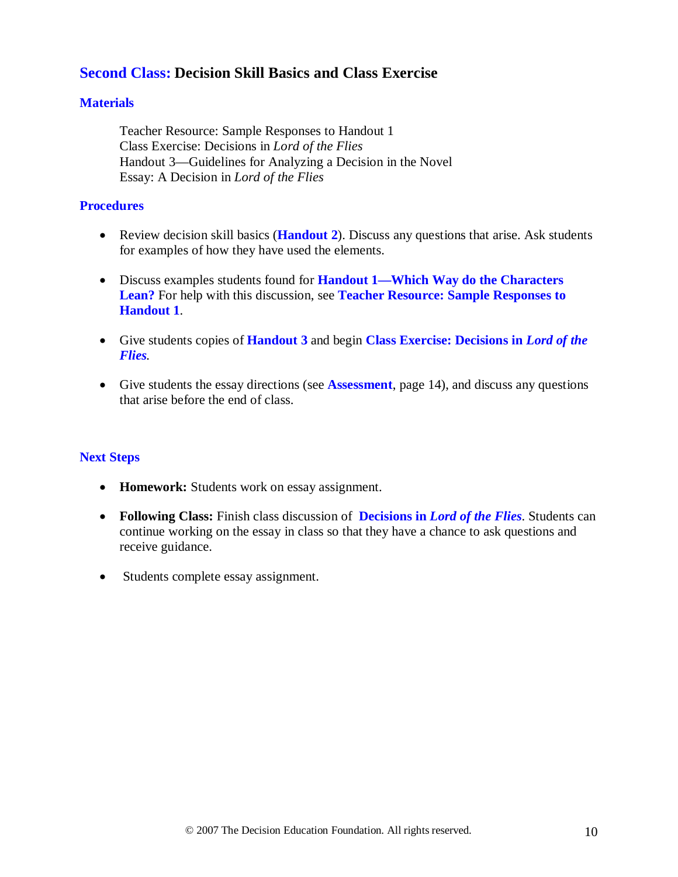## Second Class: Decision Skill Basics and Class Exercise

### Materials

Teacher Resource: Sample Responses to Handout 1
Class Exercise: Decisions in *Lord of the Flies*
Handout 3—Guidelines for Analyzing a Decision in the Novel
Essay: A Decision in *Lord of the Flies*

### Procedures

- Review decision skill basics (**Handout 2**). Discuss any questions that arise. Ask students for examples of how they have used the elements.
- Discuss examples students found for **Handout 1—Which Way do the Characters Lean?** For help with this discussion, see **Teacher Resource: Sample Responses to Handout 1**.
- Give students copies of **Handout 3** and begin **Class Exercise: Decisions in *Lord of the Flies***.
- Give students the essay directions (see **Assessment**, page 14), and discuss any questions that arise before the end of class.

### Next Steps

- **Homework:** Students work on essay assignment.
- **Following Class:** Finish class discussion of **Decisions in *Lord of the Flies***. Students can continue working on the essay in class so that they have a chance to ask questions and receive guidance.
- Students complete essay assignment.

© 2007 The Decision Education Foundation. All rights reserved.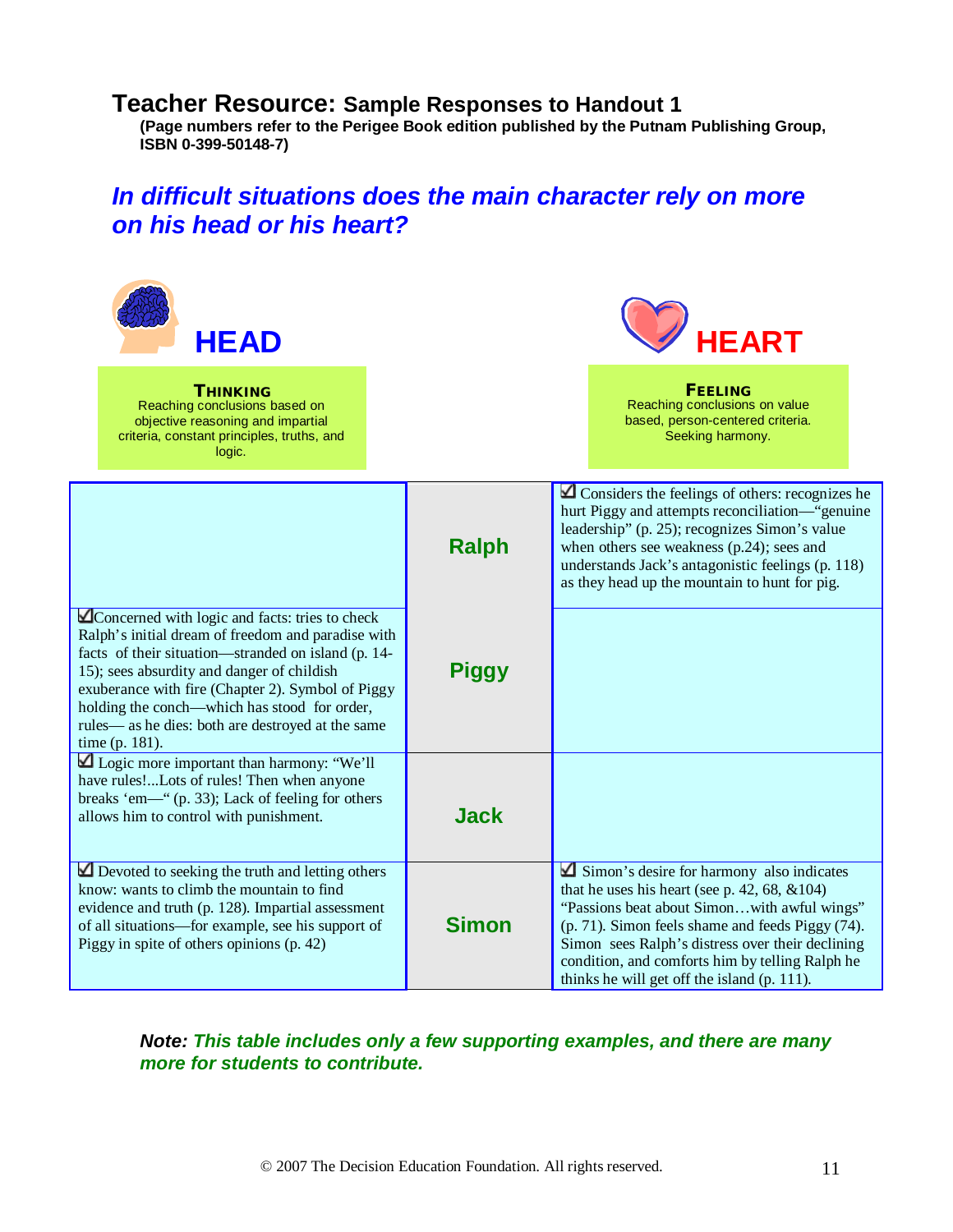# Teacher Resource: Sample Responses to Handout 1

**(Page numbers refer to the Perigee Book edition published by the Putnam Publishing Group, ISBN 0-399-50148-7)**

## *In difficult situations does the main character rely on more on his head or his heart?*

| HEAD | | HEART |
|---|---|---|
| **THINKING** Reaching conclusions based on objective reasoning and impartial criteria, constant principles, truths, and logic. | | **FEELING** Reaching conclusions on value based, person-centered criteria. Seeking harmony. |
| | **Ralph** | ☑ Considers the feelings of others: recognizes he hurt Piggy and attempts reconciliation—"genuine leadership" (p. 25); recognizes Simon's value when others see weakness (p.24); sees and understands Jack's antagonistic feelings (p. 118) as they head up the mountain to hunt for pig. |
| ☑Concerned with logic and facts: tries to check Ralph's initial dream of freedom and paradise with facts of their situation—stranded on island (p. 14-15); sees absurdity and danger of childish exuberance with fire (Chapter 2). Symbol of Piggy holding the conch—which has stood for order, rules— as he dies: both are destroyed at the same time (p. 181). | **Piggy** | |
| ☑ Logic more important than harmony: "We'll have rules!...Lots of rules! Then when anyone breaks 'em—" (p. 33); Lack of feeling for others allows him to control with punishment. | **Jack** | |
| ☑ Devoted to seeking the truth and letting others know: wants to climb the mountain to find evidence and truth (p. 128). Impartial assessment of all situations—for example, see his support of Piggy in spite of others opinions (p. 42) | **Simon** | ☑ Simon's desire for harmony also indicates that he uses his heart (see p. 42, 68, &104) "Passions beat about Simon…with awful wings" (p. 71). Simon feels shame and feeds Piggy (74). Simon sees Ralph's distress over their declining condition, and comforts him by telling Ralph he thinks he will get off the island (p. 111). |

***Note:** This table includes only a few supporting examples, and there are many more for students to contribute.*

© 2007 The Decision Education Foundation. All rights reserved.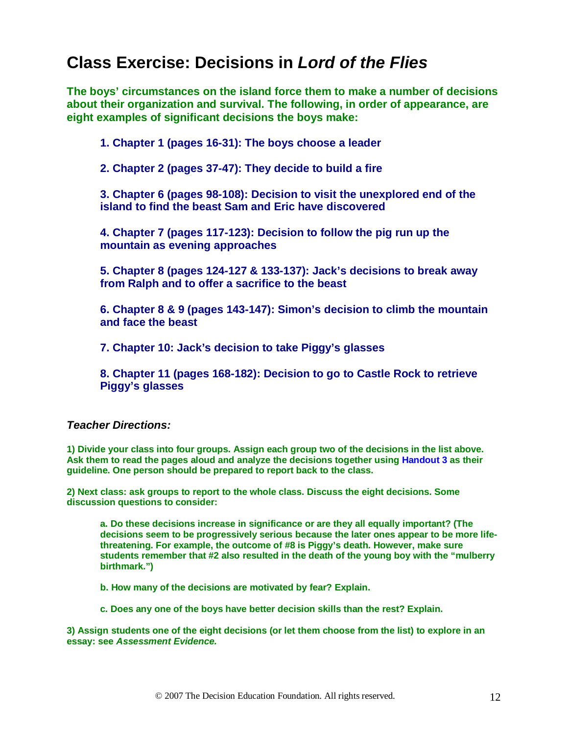# Class Exercise: Decisions in *Lord of the Flies*

**The boys' circumstances on the island force them to make a number of decisions about their organization and survival. The following, in order of appearance, are eight examples of significant decisions the boys make:**

> **1. Chapter 1 (pages 16-31): The boys choose a leader**
>
> **2. Chapter 2 (pages 37-47): They decide to build a fire**
>
> **3. Chapter 6 (pages 98-108): Decision to visit the unexplored end of the island to find the beast Sam and Eric have discovered**
>
> **4. Chapter 7 (pages 117-123): Decision to follow the pig run up the mountain as evening approaches**
>
> **5. Chapter 8 (pages 124-127 & 133-137): Jack's decisions to break away from Ralph and to offer a sacrifice to the beast**
>
> **6. Chapter 8 & 9 (pages 143-147): Simon's decision to climb the mountain and face the beast**
>
> **7. Chapter 10: Jack's decision to take Piggy's glasses**
>
> **8. Chapter 11 (pages 168-182): Decision to go to Castle Rock to retrieve Piggy's glasses**

***Teacher Directions:***

**1) Divide your class into four groups. Assign each group two of the decisions in the list above. Ask them to read the pages aloud and analyze the decisions together using Handout 3 as their guideline. One person should be prepared to report back to the class.**

**2) Next class: ask groups to report to the whole class. Discuss the eight decisions. Some discussion questions to consider:**

> **a. Do these decisions increase in significance or are they all equally important? (The decisions seem to be progressively serious because the later ones appear to be more life-threatening. For example, the outcome of #8 is Piggy's death. However, make sure students remember that #2 also resulted in the death of the young boy with the "mulberry birthmark.")**
>
> **b. How many of the decisions are motivated by fear? Explain.**
>
> **c. Does any one of the boys have better decision skills than the rest? Explain.**

**3) Assign students one of the eight decisions (or let them choose from the list) to explore in an essay: see *Assessment Evidence.***

© 2007 The Decision Education Foundation. All rights reserved.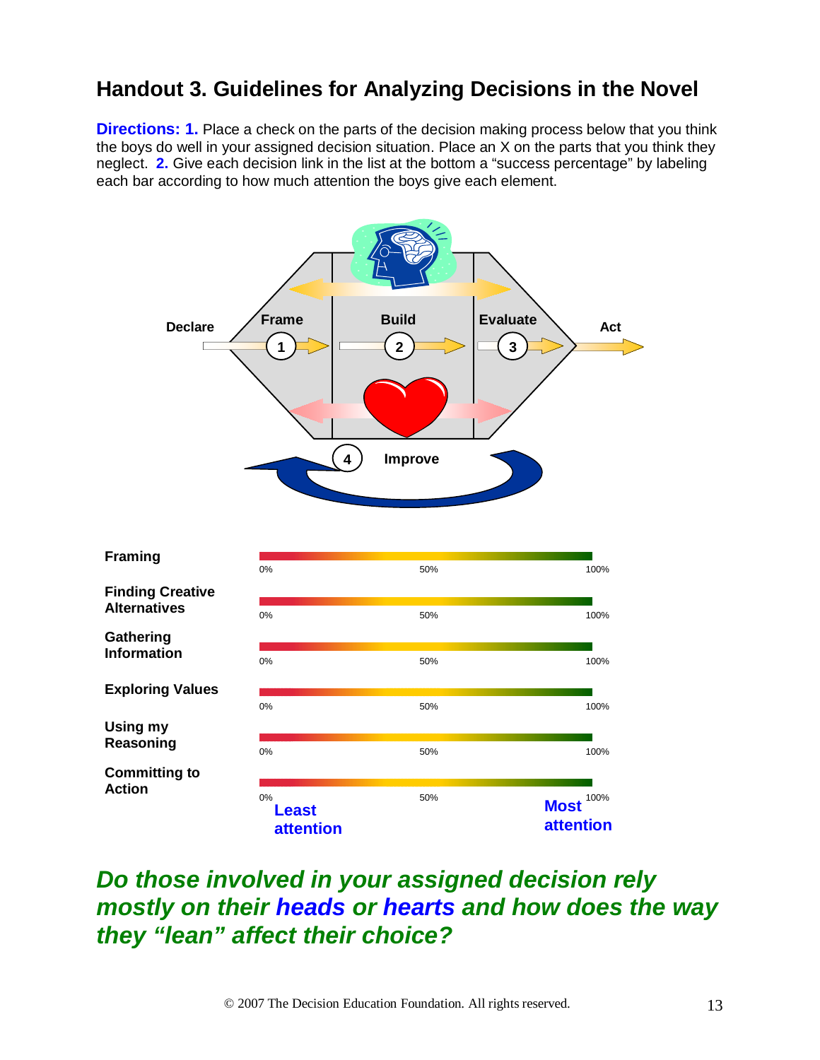## Handout 3. Guidelines for Analyzing Decisions in the Novel

**Directions: 1.** Place a check on the parts of the decision making process below that you think the boys do well in your assigned decision situation. Place an X on the parts that you think they neglect. **2.** Give each decision link in the list at the bottom a "success percentage" by labeling each bar according to how much attention the boys give each element.

Declare — Frame (1) — Build (2) — Evaluate (3) — Act

(4) Improve

**Framing**

0% — 50% — 100%

**Finding Creative Alternatives**

0% — 50% — 100%

**Gathering Information**

0% — 50% — 100%

**Exploring Values**

0% — 50% — 100%

**Using my Reasoning**

0% — 50% — 100%

**Committing to Action**

0% — 50% — 100%

**Least attention** — **Most attention**

***Do those involved in your assigned decision rely mostly on their heads or hearts and how does the way they "lean" affect their choice?***

© 2007 The Decision Education Foundation. All rights reserved.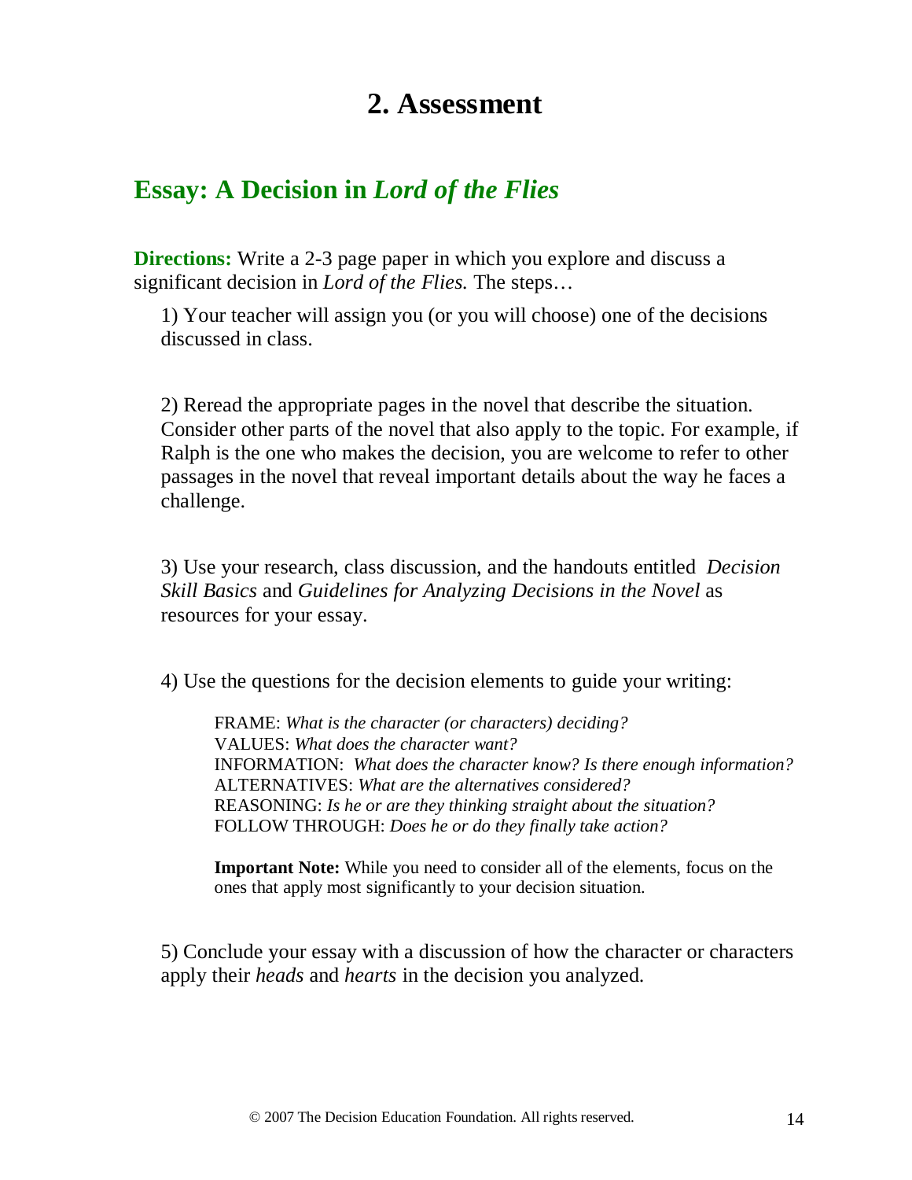# 2. Assessment

## Essay: A Decision in *Lord of the Flies*

**Directions:** Write a 2-3 page paper in which you explore and discuss a significant decision in *Lord of the Flies.* The steps…

1) Your teacher will assign you (or you will choose) one of the decisions discussed in class.

2) Reread the appropriate pages in the novel that describe the situation. Consider other parts of the novel that also apply to the topic. For example, if Ralph is the one who makes the decision, you are welcome to refer to other passages in the novel that reveal important details about the way he faces a challenge.

3) Use your research, class discussion, and the handouts entitled *Decision Skill Basics* and *Guidelines for Analyzing Decisions in the Novel* as resources for your essay.

4) Use the questions for the decision elements to guide your writing:

> FRAME: *What is the character (or characters) deciding?*
> VALUES: *What does the character want?*
> INFORMATION: *What does the character know? Is there enough information?*
> ALTERNATIVES: *What are the alternatives considered?*
> REASONING: *Is he or are they thinking straight about the situation?*
> FOLLOW THROUGH: *Does he or do they finally take action?*
>
> **Important Note:** While you need to consider all of the elements, focus on the ones that apply most significantly to your decision situation.

5) Conclude your essay with a discussion of how the character or characters apply their *heads* and *hearts* in the decision you analyzed.

© 2007 The Decision Education Foundation. All rights reserved.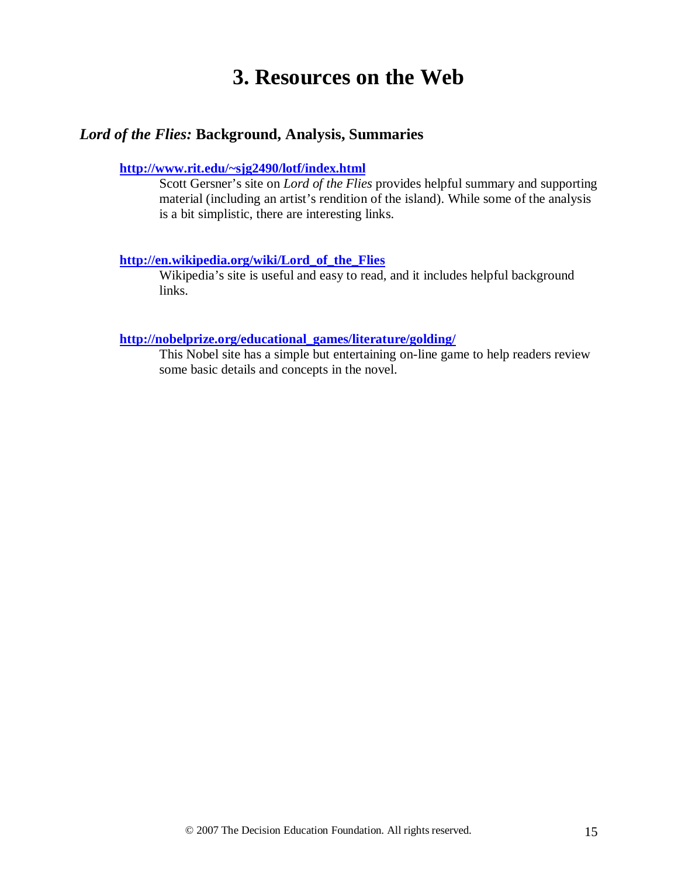# 3. Resources on the Web

### *Lord of the Flies:* Background, Analysis, Summaries

**http://www.rit.edu/~sjg2490/lotf/index.html**

Scott Gersner's site on *Lord of the Flies* provides helpful summary and supporting material (including an artist's rendition of the island). While some of the analysis is a bit simplistic, there are interesting links.

**http://en.wikipedia.org/wiki/Lord_of_the_Flies**

Wikipedia's site is useful and easy to read, and it includes helpful background links.

**http://nobelprize.org/educational_games/literature/golding/**

This Nobel site has a simple but entertaining on-line game to help readers review some basic details and concepts in the novel.

© 2007 The Decision Education Foundation. All rights reserved.